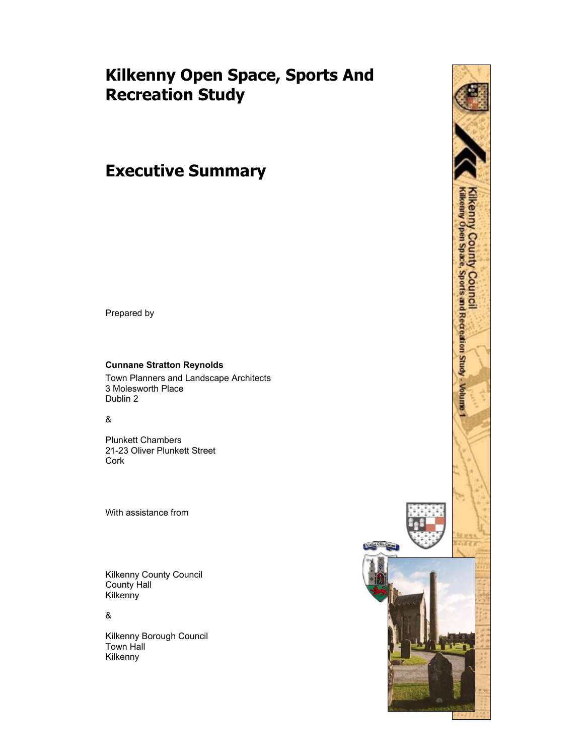# Kilkenny Open Space, Sports And Recreation Study

# Executive Summary

Prepared by

**Cunnane Stratton Reynolds**

Town Planners and Landscape Architects
3 Molesworth Place
Dublin 2

&

Plunkett Chambers
21-23 Oliver Plunkett Street
Cork

With assistance from

Kilkenny County Council
County Hall
Kilkenny

&

Kilkenny Borough Council
Town Hall
Kilkenny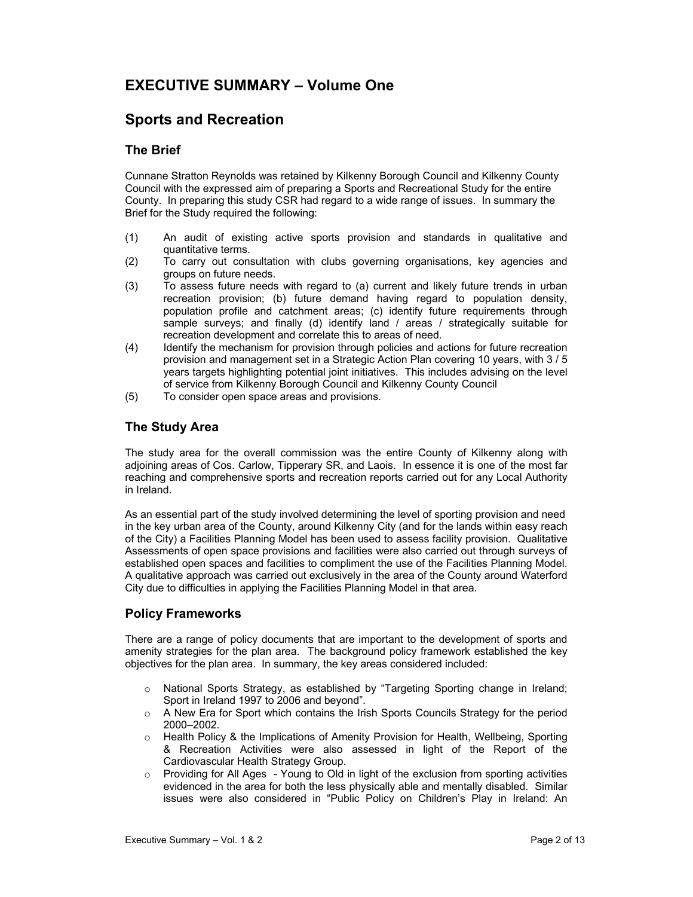# EXECUTIVE SUMMARY – Volume One

## Sports and Recreation

### The Brief

Cunnane Stratton Reynolds was retained by Kilkenny Borough Council and Kilkenny County Council with the expressed aim of preparing a Sports and Recreational Study for the entire County. In preparing this study CSR had regard to a wide range of issues. In summary the Brief for the Study required the following:

(1) An audit of existing active sports provision and standards in qualitative and quantitative terms.

(2) To carry out consultation with clubs governing organisations, key agencies and groups on future needs.

(3) To assess future needs with regard to (a) current and likely future trends in urban recreation provision; (b) future demand having regard to population density, population profile and catchment areas; (c) identify future requirements through sample surveys; and finally (d) identify land / areas / strategically suitable for recreation development and correlate this to areas of need.

(4) Identify the mechanism for provision through policies and actions for future recreation provision and management set in a Strategic Action Plan covering 10 years, with 3 / 5 years targets highlighting potential joint initiatives. This includes advising on the level of service from Kilkenny Borough Council and Kilkenny County Council

(5) To consider open space areas and provisions.

### The Study Area

The study area for the overall commission was the entire County of Kilkenny along with adjoining areas of Cos. Carlow, Tipperary SR, and Laois. In essence it is one of the most far reaching and comprehensive sports and recreation reports carried out for any Local Authority in Ireland.

As an essential part of the study involved determining the level of sporting provision and need in the key urban area of the County, around Kilkenny City (and for the lands within easy reach of the City) a Facilities Planning Model has been used to assess facility provision. Qualitative Assessments of open space provisions and facilities were also carried out through surveys of established open spaces and facilities to compliment the use of the Facilities Planning Model. A qualitative approach was carried out exclusively in the area of the County around Waterford City due to difficulties in applying the Facilities Planning Model in that area.

### Policy Frameworks

There are a range of policy documents that are important to the development of sports and amenity strategies for the plan area. The background policy framework established the key objectives for the plan area. In summary, the key areas considered included:

- National Sports Strategy, as established by "Targeting Sporting change in Ireland; Sport in Ireland 1997 to 2006 and beyond".
- A New Era for Sport which contains the Irish Sports Councils Strategy for the period 2000–2002.
- Health Policy & the Implications of Amenity Provision for Health, Wellbeing, Sporting & Recreation Activities were also assessed in light of the Report of the Cardiovascular Health Strategy Group.
- Providing for All Ages - Young to Old in light of the exclusion from sporting activities evidenced in the area for both the less physically able and mentally disabled. Similar issues were also considered in "Public Policy on Children's Play in Ireland: An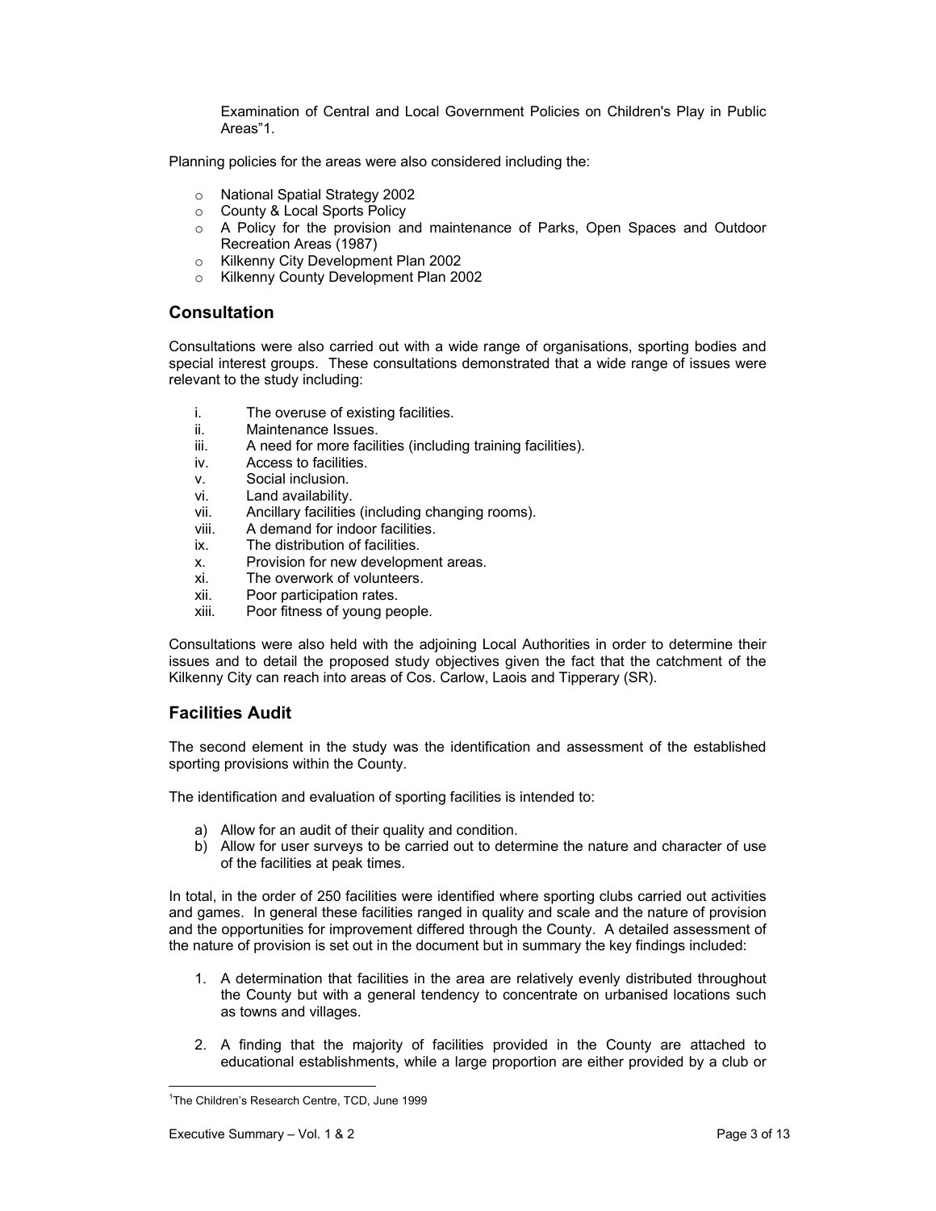Examination of Central and Local Government Policies on Children's Play in Public Areas"[1].

Planning policies for the areas were also considered including the:

- National Spatial Strategy 2002
- County & Local Sports Policy
- A Policy for the provision and maintenance of Parks, Open Spaces and Outdoor Recreation Areas (1987)
- Kilkenny City Development Plan 2002
- Kilkenny County Development Plan 2002

## Consultation

Consultations were also carried out with a wide range of organisations, sporting bodies and special interest groups. These consultations demonstrated that a wide range of issues were relevant to the study including:

i. The overuse of existing facilities.
ii. Maintenance Issues.
iii. A need for more facilities (including training facilities).
iv. Access to facilities.
v. Social inclusion.
vi. Land availability.
vii. Ancillary facilities (including changing rooms).
viii. A demand for indoor facilities.
ix. The distribution of facilities.
x. Provision for new development areas.
xi. The overwork of volunteers.
xii. Poor participation rates.
xiii. Poor fitness of young people.

Consultations were also held with the adjoining Local Authorities in order to determine their issues and to detail the proposed study objectives given the fact that the catchment of the Kilkenny City can reach into areas of Cos. Carlow, Laois and Tipperary (SR).

## Facilities Audit

The second element in the study was the identification and assessment of the established sporting provisions within the County.

The identification and evaluation of sporting facilities is intended to:

a) Allow for an audit of their quality and condition.
b) Allow for user surveys to be carried out to determine the nature and character of use of the facilities at peak times.

In total, in the order of 250 facilities were identified where sporting clubs carried out activities and games. In general these facilities ranged in quality and scale and the nature of provision and the opportunities for improvement differed through the County. A detailed assessment of the nature of provision is set out in the document but in summary the key findings included:

1. A determination that facilities in the area are relatively evenly distributed throughout the County but with a general tendency to concentrate on urbanised locations such as towns and villages.

2. A finding that the majority of facilities provided in the County are attached to educational establishments, while a large proportion are either provided by a club or

---

[1] The Children's Research Centre, TCD, June 1999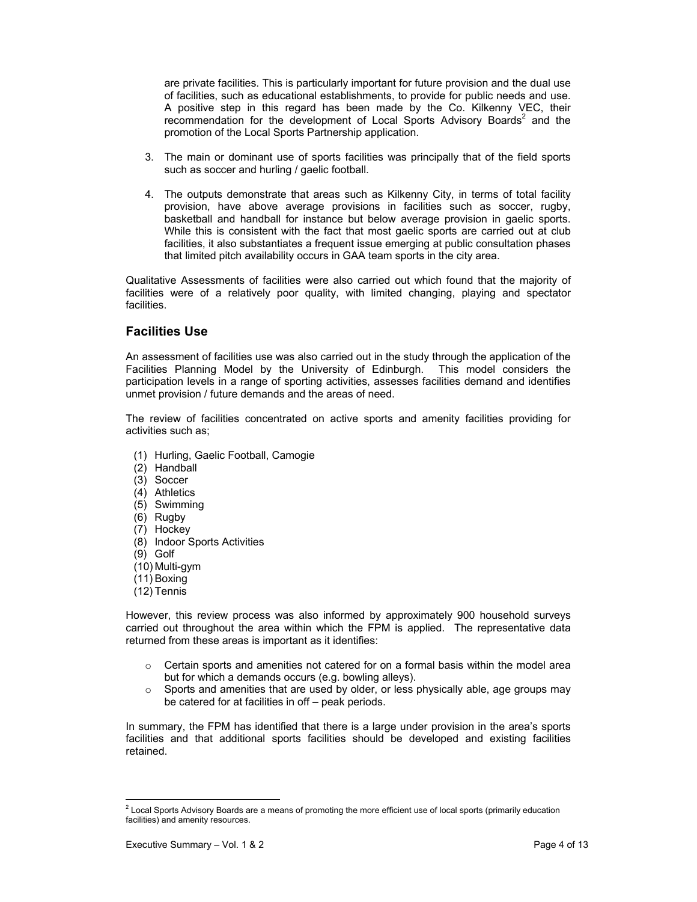are private facilities. This is particularly important for future provision and the dual use of facilities, such as educational establishments, to provide for public needs and use. A positive step in this regard has been made by the Co. Kilkenny VEC, their recommendation for the development of Local Sports Advisory Boards[2] and the promotion of the Local Sports Partnership application.

3. The main or dominant use of sports facilities was principally that of the field sports such as soccer and hurling / gaelic football.

4. The outputs demonstrate that areas such as Kilkenny City, in terms of total facility provision, have above average provisions in facilities such as soccer, rugby, basketball and handball for instance but below average provision in gaelic sports. While this is consistent with the fact that most gaelic sports are carried out at club facilities, it also substantiates a frequent issue emerging at public consultation phases that limited pitch availability occurs in GAA team sports in the city area.

Qualitative Assessments of facilities were also carried out which found that the majority of facilities were of a relatively poor quality, with limited changing, playing and spectator facilities.

## Facilities Use

An assessment of facilities use was also carried out in the study through the application of the Facilities Planning Model by the University of Edinburgh. This model considers the participation levels in a range of sporting activities, assesses facilities demand and identifies unmet provision / future demands and the areas of need.

The review of facilities concentrated on active sports and amenity facilities providing for activities such as;

(1) Hurling, Gaelic Football, Camogie
(2) Handball
(3) Soccer
(4) Athletics
(5) Swimming
(6) Rugby
(7) Hockey
(8) Indoor Sports Activities
(9) Golf
(10) Multi-gym
(11) Boxing
(12) Tennis

However, this review process was also informed by approximately 900 household surveys carried out throughout the area within which the FPM is applied. The representative data returned from these areas is important as it identifies:

- Certain sports and amenities not catered for on a formal basis within the model area but for which a demands occurs (e.g. bowling alleys).
- Sports and amenities that are used by older, or less physically able, age groups may be catered for at facilities in off – peak periods.

In summary, the FPM has identified that there is a large under provision in the area's sports facilities and that additional sports facilities should be developed and existing facilities retained.

[2] Local Sports Advisory Boards are a means of promoting the more efficient use of local sports (primarily education facilities) and amenity resources.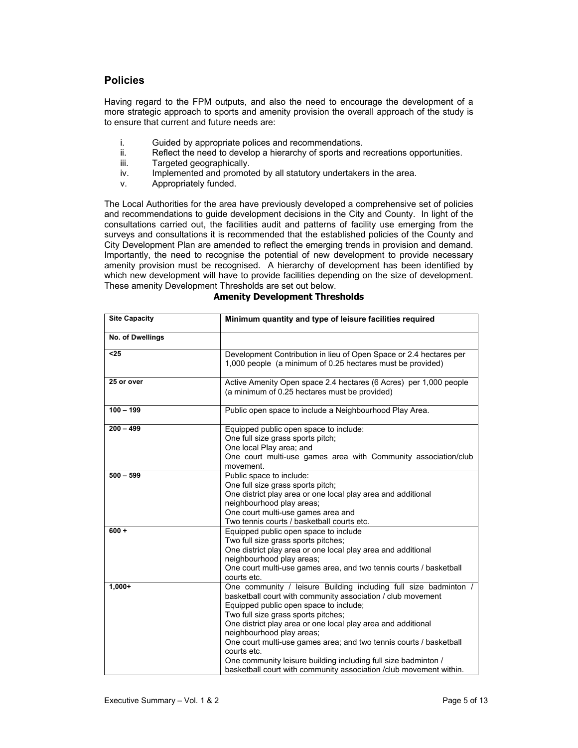## Policies

Having regard to the FPM outputs, and also the need to encourage the development of a more strategic approach to sports and amenity provision the overall approach of the study is to ensure that current and future needs are:

i. Guided by appropriate polices and recommendations.
ii. Reflect the need to develop a hierarchy of sports and recreations opportunities.
iii. Targeted geographically.
iv. Implemented and promoted by all statutory undertakers in the area.
v. Appropriately funded.

The Local Authorities for the area have previously developed a comprehensive set of policies and recommendations to guide development decisions in the City and County. In light of the consultations carried out, the facilities audit and patterns of facility use emerging from the surveys and consultations it is recommended that the established policies of the County and City Development Plan are amended to reflect the emerging trends in provision and demand. Importantly, the need to recognise the potential of new development to provide necessary amenity provision must be recognised. A hierarchy of development has been identified by which new development will have to provide facilities depending on the size of development. These amenity Development Thresholds are set out below.

**Amenity Development Thresholds**

| **Site Capacity** | **Minimum quantity and type of leisure facilities required** |
|---|---|
| **No. of Dwellings** | |
| **<25** | Development Contribution in lieu of Open Space or 2.4 hectares per 1,000 people (a minimum of 0.25 hectares must be provided) |
| **25 or over** | Active Amenity Open space 2.4 hectares (6 Acres) per 1,000 people (a minimum of 0.25 hectares must be provided) |
| **100 – 199** | Public open space to include a Neighbourhood Play Area. |
| **200 – 499** | Equipped public open space to include:<br>One full size grass sports pitch;<br>One local Play area; and<br>One court multi-use games area with Community association/club movement. |
| **500 – 599** | Public space to include:<br>One full size grass sports pitch;<br>One district play area or one local play area and additional neighbourhood play areas;<br>One court multi-use games area and<br>Two tennis courts / basketball courts etc. |
| **600 +** | Equipped public open space to include<br>Two full size grass sports pitches;<br>One district play area or one local play area and additional neighbourhood play areas;<br>One court multi-use games area, and two tennis courts / basketball courts etc. |
| **1,000+** | One community / leisure Building including full size badminton / basketball court with community association / club movement<br>Equipped public open space to include;<br>Two full size grass sports pitches;<br>One district play area or one local play area and additional neighbourhood play areas;<br>One court multi-use games area; and two tennis courts / basketball courts etc.<br>One community leisure building including full size badminton / basketball court with community association /club movement within. |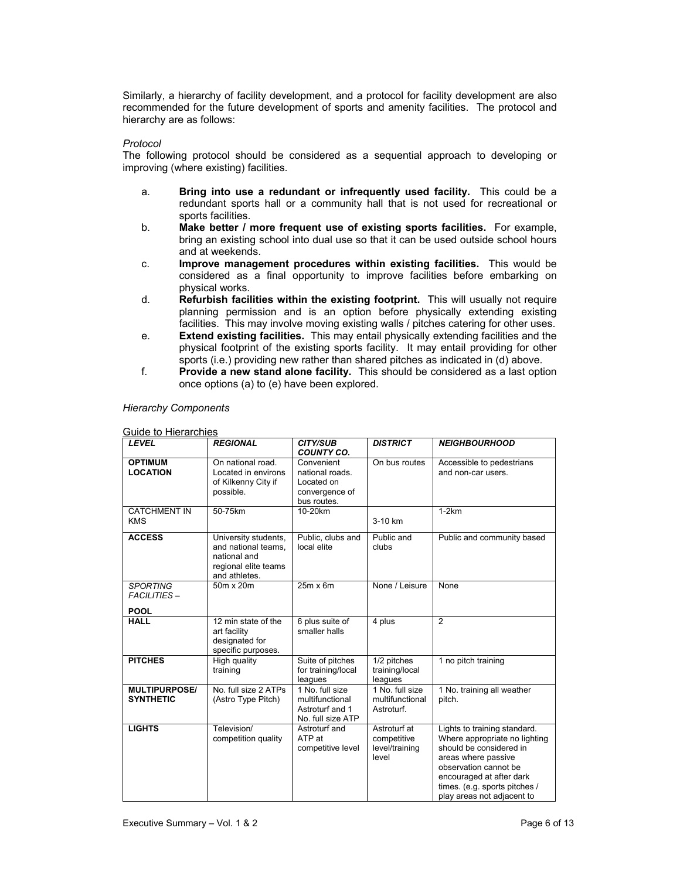Similarly, a hierarchy of facility development, and a protocol for facility development are also recommended for the future development of sports and amenity facilities. The protocol and hierarchy are as follows:

*Protocol*

The following protocol should be considered as a sequential approach to developing or improving (where existing) facilities.

a. **Bring into use a redundant or infrequently used facility.** This could be a redundant sports hall or a community hall that is not used for recreational or sports facilities.

b. **Make better / more frequent use of existing sports facilities.** For example, bring an existing school into dual use so that it can be used outside school hours and at weekends.

c. **Improve management procedures within existing facilities.** This would be considered as a final opportunity to improve facilities before embarking on physical works.

d. **Refurbish facilities within the existing footprint.** This will usually not require planning permission and is an option before physically extending existing facilities. This may involve moving existing walls / pitches catering for other uses.

e. **Extend existing facilities.** This may entail physically extending facilities and the physical footprint of the existing sports facility. It may entail providing for other sports (i.e.) providing new rather than shared pitches as indicated in (d) above.

f. **Provide a new stand alone facility.** This should be considered as a last option once options (a) to (e) have been explored.

*Hierarchy Components*

Guide to Hierarchies

| ***LEVEL*** | ***REGIONAL*** | ***CITY/SUB COUNTY CO.*** | ***DISTRICT*** | ***NEIGHBOURHOOD*** |
|---|---|---|---|---|
| **OPTIMUM LOCATION** | On national road. Located in environs of Kilkenny City if possible. | Convenient national roads. Located on convergence of bus routes. | On bus routes | Accessible to pedestrians and non-car users. |
| CATCHMENT IN KMS | 50-75km | 10-20km | 3-10 km | 1-2km |
| **ACCESS** | University students, and national teams, national and regional elite teams and athletes. | Public, clubs and local elite | Public and clubs | Public and community based |
| *SPORTING FACILITIES –* **POOL** | 50m x 20m | 25m x 6m | None / Leisure | None |
| **HALL** | 12 min state of the art facility designated for specific purposes. | 6 plus suite of smaller halls | 4 plus | 2 |
| **PITCHES** | High quality training | Suite of pitches for training/local leagues | 1/2 pitches training/local leagues | 1 no pitch training |
| **MULTIPURPOSE/ SYNTHETIC** | No. full size 2 ATPs (Astro Type Pitch) | 1 No. full size multifunctional Astroturf and 1 No. full size ATP | 1 No. full size multifunctional Astroturf. | 1 No. training all weather pitch. |
| **LIGHTS** | Television/ competition quality | Astroturf and ATP at competitive level | Astroturf at competitive level/training level | Lights to training standard. Where appropriate no lighting should be considered in areas where passive observation cannot be encouraged at after dark times. (e.g. sports pitches / play areas not adjacent to |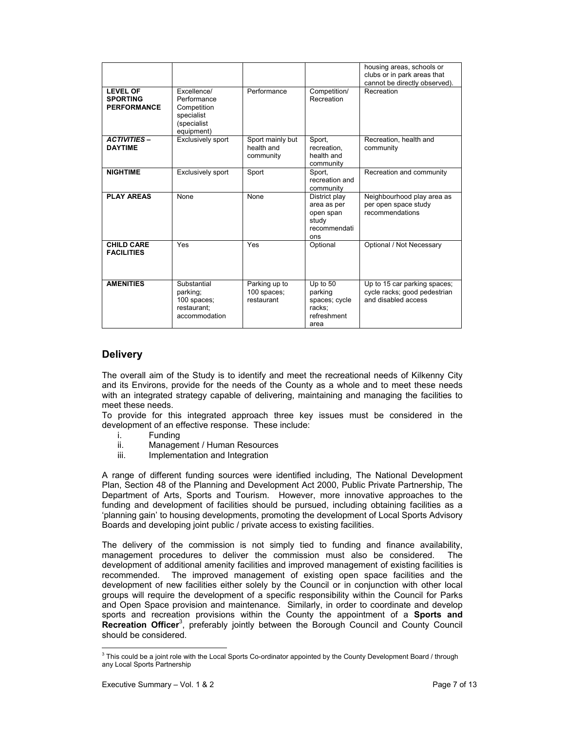|  |  |  |  | housing areas, schools or clubs or in park areas that cannot be directly observed). |
| --- | --- | --- | --- | --- |
| **LEVEL OF SPORTING PERFORMANCE** | Excellence/ Performance Competition specialist (specialist equipment) | Performance | Competition/ Recreation | Recreation |
| ***ACTIVITIES – DAYTIME*** | Exclusively sport | Sport mainly but health and community | Sport, recreation, health and community | Recreation, health and community |
| **NIGHTIME** | Exclusively sport | Sport | Sport, recreation and community | Recreation and community |
| **PLAY AREAS** | None | None | District play area as per open span study recommendations | Neighbourhood play area as per open space study recommendations |
| **CHILD CARE FACILITIES** | Yes | Yes | Optional | Optional / Not Necessary |
| **AMENITIES** | Substantial parking; 100 spaces; restaurant; accommodation | Parking up to 100 spaces; restaurant | Up to 50 parking spaces; cycle racks; refreshment area | Up to 15 car parking spaces; cycle racks; good pedestrian and disabled access |

## Delivery

The overall aim of the Study is to identify and meet the recreational needs of Kilkenny City and its Environs, provide for the needs of the County as a whole and to meet these needs with an integrated strategy capable of delivering, maintaining and managing the facilities to meet these needs.

To provide for this integrated approach three key issues must be considered in the development of an effective response. These include:

i. Funding
ii. Management / Human Resources
iii. Implementation and Integration

A range of different funding sources were identified including, The National Development Plan, Section 48 of the Planning and Development Act 2000, Public Private Partnership, The Department of Arts, Sports and Tourism. However, more innovative approaches to the funding and development of facilities should be pursued, including obtaining facilities as a 'planning gain' to housing developments, promoting the development of Local Sports Advisory Boards and developing joint public / private access to existing facilities.

The delivery of the commission is not simply tied to funding and finance availability, management procedures to deliver the commission must also be considered. The development of additional amenity facilities and improved management of existing facilities is recommended. The improved management of existing open space facilities and the development of new facilities either solely by the Council or in conjunction with other local groups will require the development of a specific responsibility within the Council for Parks and Open Space provision and maintenance. Similarly, in order to coordinate and develop sports and recreation provisions within the County the appointment of a **Sports and Recreation Officer**[3], preferably jointly between the Borough Council and County Council should be considered.

[3] This could be a joint role with the Local Sports Co-ordinator appointed by the County Development Board / through any Local Sports Partnership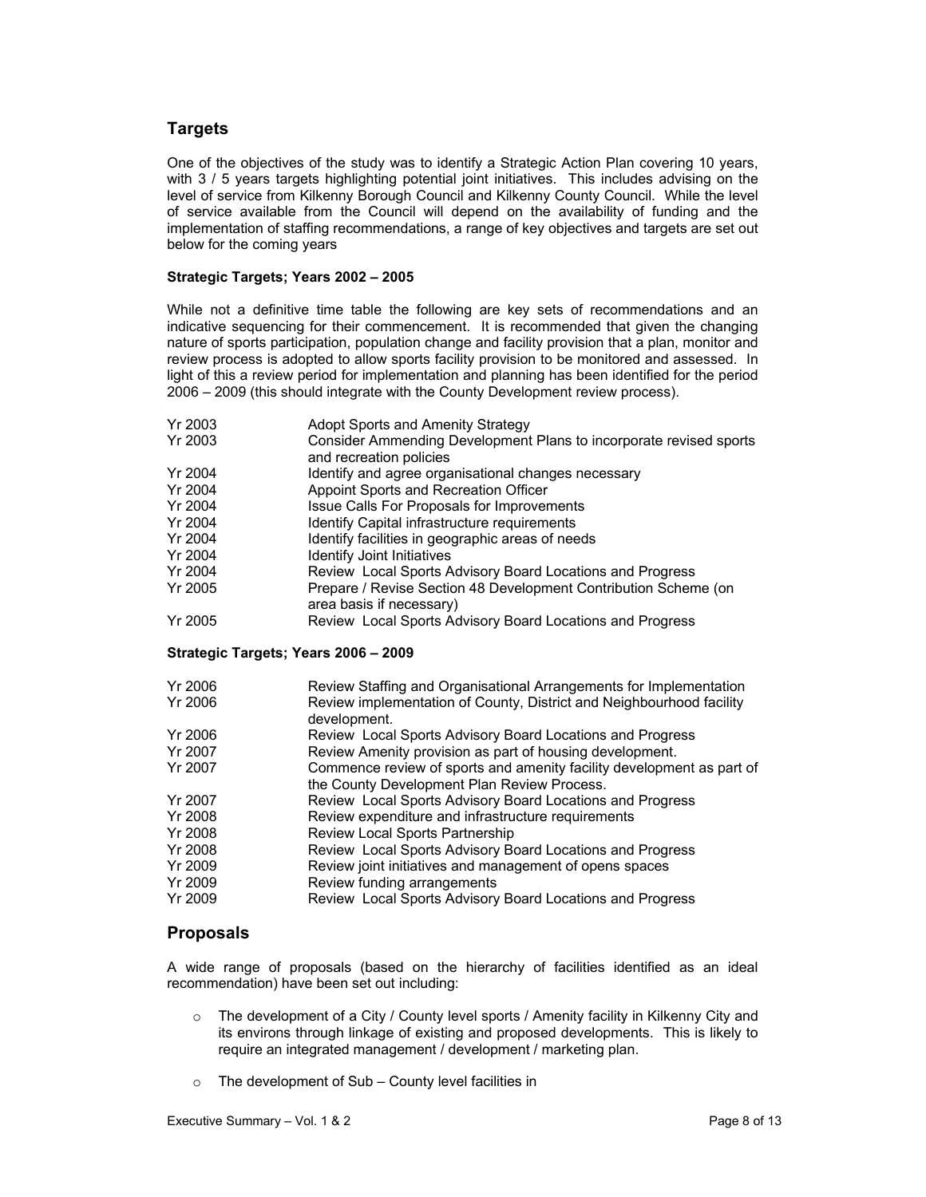## Targets

One of the objectives of the study was to identify a Strategic Action Plan covering 10 years, with 3 / 5 years targets highlighting potential joint initiatives. This includes advising on the level of service from Kilkenny Borough Council and Kilkenny County Council. While the level of service available from the Council will depend on the availability of funding and the implementation of staffing recommendations, a range of key objectives and targets are set out below for the coming years

**Strategic Targets; Years 2002 – 2005**

While not a definitive time table the following are key sets of recommendations and an indicative sequencing for their commencement. It is recommended that given the changing nature of sports participation, population change and facility provision that a plan, monitor and review process is adopted to allow sports facility provision to be monitored and assessed. In light of this a review period for implementation and planning has been identified for the period 2006 – 2009 (this should integrate with the County Development review process).

| | |
|---|---|
| Yr 2003 | Adopt Sports and Amenity Strategy |
| Yr 2003 | Consider Ammending Development Plans to incorporate revised sports and recreation policies |
| Yr 2004 | Identify and agree organisational changes necessary |
| Yr 2004 | Appoint Sports and Recreation Officer |
| Yr 2004 | Issue Calls For Proposals for Improvements |
| Yr 2004 | Identify Capital infrastructure requirements |
| Yr 2004 | Identify facilities in geographic areas of needs |
| Yr 2004 | Identify Joint Initiatives |
| Yr 2004 | Review Local Sports Advisory Board Locations and Progress |
| Yr 2005 | Prepare / Revise Section 48 Development Contribution Scheme (on area basis if necessary) |
| Yr 2005 | Review Local Sports Advisory Board Locations and Progress |

**Strategic Targets; Years 2006 – 2009**

| | |
|---|---|
| Yr 2006 | Review Staffing and Organisational Arrangements for Implementation |
| Yr 2006 | Review implementation of County, District and Neighbourhood facility development. |
| Yr 2006 | Review Local Sports Advisory Board Locations and Progress |
| Yr 2007 | Review Amenity provision as part of housing development. |
| Yr 2007 | Commence review of sports and amenity facility development as part of the County Development Plan Review Process. |
| Yr 2007 | Review Local Sports Advisory Board Locations and Progress |
| Yr 2008 | Review expenditure and infrastructure requirements |
| Yr 2008 | Review Local Sports Partnership |
| Yr 2008 | Review Local Sports Advisory Board Locations and Progress |
| Yr 2009 | Review joint initiatives and management of opens spaces |
| Yr 2009 | Review funding arrangements |
| Yr 2009 | Review Local Sports Advisory Board Locations and Progress |

## Proposals

A wide range of proposals (based on the hierarchy of facilities identified as an ideal recommendation) have been set out including:

- The development of a City / County level sports / Amenity facility in Kilkenny City and its environs through linkage of existing and proposed developments. This is likely to require an integrated management / development / marketing plan.
- The development of Sub – County level facilities in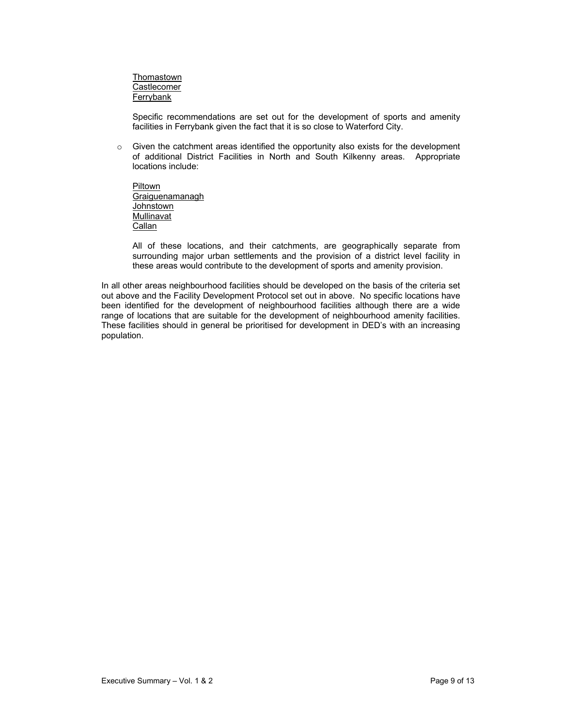<u>Thomastown</u>
<u>Castlecomer</u>
<u>Ferrybank</u>

Specific recommendations are set out for the development of sports and amenity facilities in Ferrybank given the fact that it is so close to Waterford City.

- Given the catchment areas identified the opportunity also exists for the development of additional District Facilities in North and South Kilkenny areas. Appropriate locations include:

  <u>Piltown</u>
  <u>Graiguenamanagh</u>
  <u>Johnstown</u>
  <u>Mullinavat</u>
  <u>Callan</u>

  All of these locations, and their catchments, are geographically separate from surrounding major urban settlements and the provision of a district level facility in these areas would contribute to the development of sports and amenity provision.

In all other areas neighbourhood facilities should be developed on the basis of the criteria set out above and the Facility Development Protocol set out in above. No specific locations have been identified for the development of neighbourhood facilities although there are a wide range of locations that are suitable for the development of neighbourhood amenity facilities. These facilities should in general be prioritised for development in DED's with an increasing population.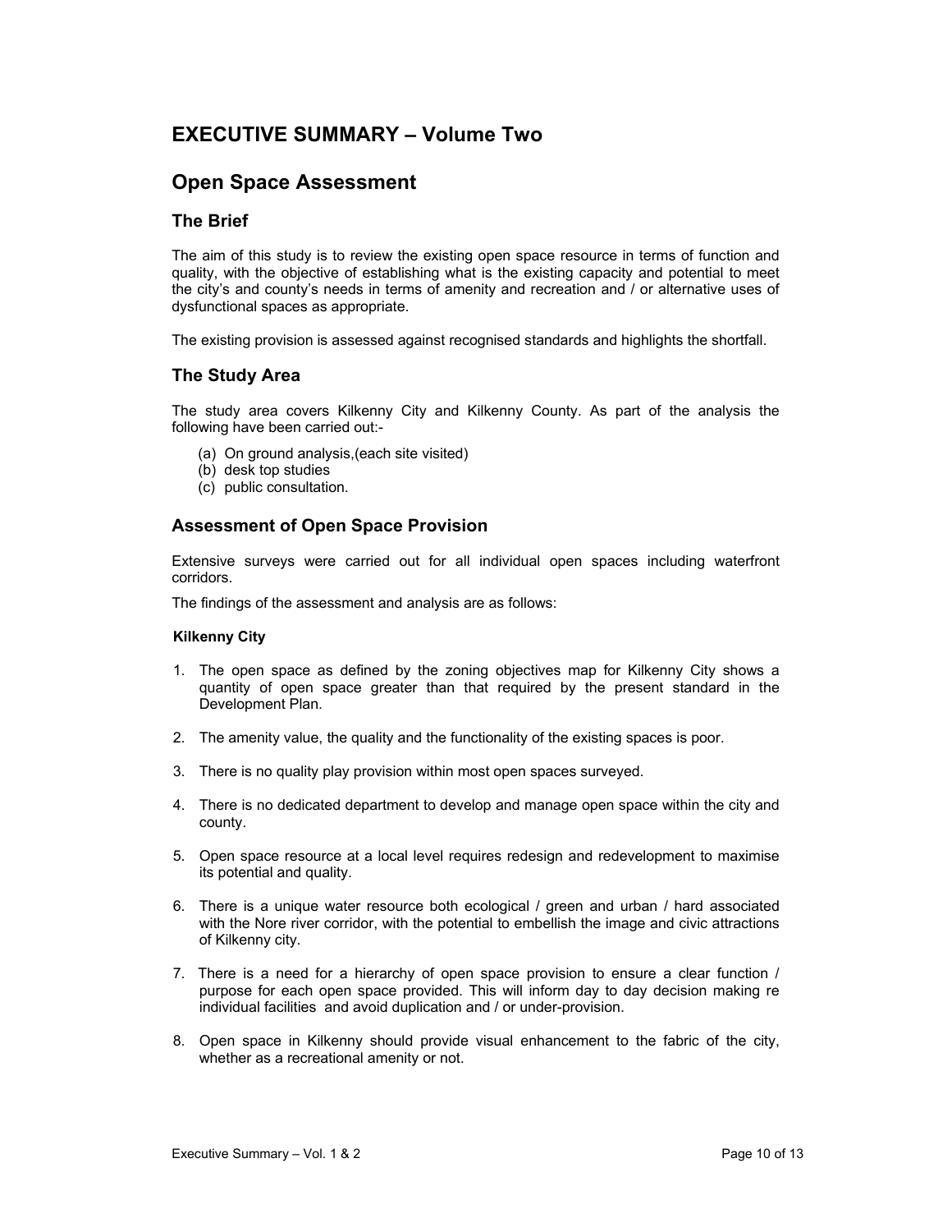# EXECUTIVE SUMMARY – Volume Two

## Open Space Assessment

### The Brief

The aim of this study is to review the existing open space resource in terms of function and quality, with the objective of establishing what is the existing capacity and potential to meet the city's and county's needs in terms of amenity and recreation and / or alternative uses of dysfunctional spaces as appropriate.

The existing provision is assessed against recognised standards and highlights the shortfall.

### The Study Area

The study area covers Kilkenny City and Kilkenny County. As part of the analysis the following have been carried out:-

(a) On ground analysis,(each site visited)
(b) desk top studies
(c) public consultation.

### Assessment of Open Space Provision

Extensive surveys were carried out for all individual open spaces including waterfront corridors.

The findings of the assessment and analysis are as follows:

**Kilkenny City**

1. The open space as defined by the zoning objectives map for Kilkenny City shows a quantity of open space greater than that required by the present standard in the Development Plan.

2. The amenity value, the quality and the functionality of the existing spaces is poor.

3. There is no quality play provision within most open spaces surveyed.

4. There is no dedicated department to develop and manage open space within the city and county.

5. Open space resource at a local level requires redesign and redevelopment to maximise its potential and quality.

6. There is a unique water resource both ecological / green and urban / hard associated with the Nore river corridor, with the potential to embellish the image and civic attractions of Kilkenny city.

7. There is a need for a hierarchy of open space provision to ensure a clear function / purpose for each open space provided. This will inform day to day decision making re individual facilities and avoid duplication and / or under-provision.

8. Open space in Kilkenny should provide visual enhancement to the fabric of the city, whether as a recreational amenity or not.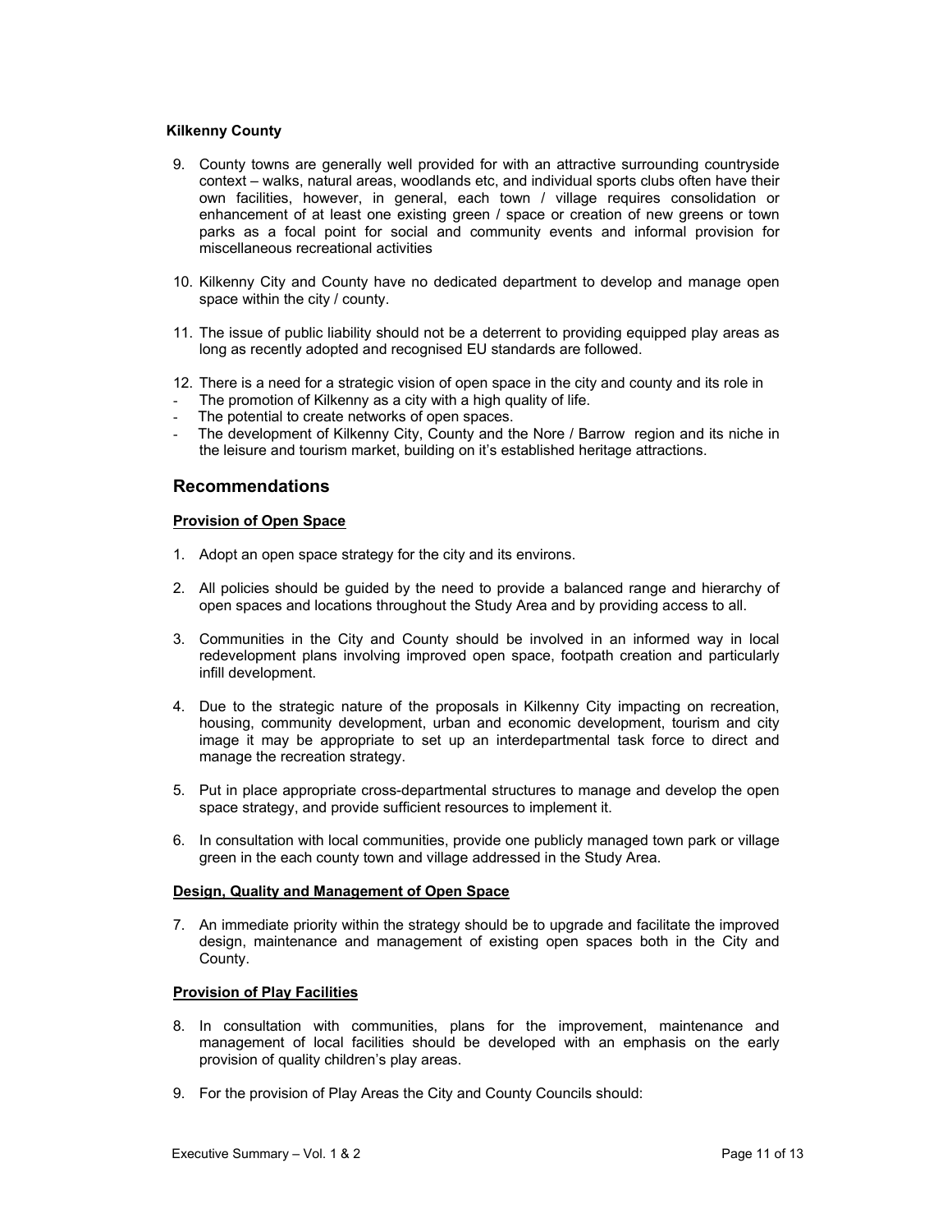**Kilkenny County**

9. County towns are generally well provided for with an attractive surrounding countryside context – walks, natural areas, woodlands etc, and individual sports clubs often have their own facilities, however, in general, each town / village requires consolidation or enhancement of at least one existing green / space or creation of new greens or town parks as a focal point for social and community events and informal provision for miscellaneous recreational activities

10. Kilkenny City and County have no dedicated department to develop and manage open space within the city / county.

11. The issue of public liability should not be a deterrent to providing equipped play areas as long as recently adopted and recognised EU standards are followed.

12. There is a need for a strategic vision of open space in the city and county and its role in
- The promotion of Kilkenny as a city with a high quality of life.
- The potential to create networks of open spaces.
- The development of Kilkenny City, County and the Nore / Barrow region and its niche in the leisure and tourism market, building on it's established heritage attractions.

## Recommendations

**Provision of Open Space**

1. Adopt an open space strategy for the city and its environs.

2. All policies should be guided by the need to provide a balanced range and hierarchy of open spaces and locations throughout the Study Area and by providing access to all.

3. Communities in the City and County should be involved in an informed way in local redevelopment plans involving improved open space, footpath creation and particularly infill development.

4. Due to the strategic nature of the proposals in Kilkenny City impacting on recreation, housing, community development, urban and economic development, tourism and city image it may be appropriate to set up an interdepartmental task force to direct and manage the recreation strategy.

5. Put in place appropriate cross-departmental structures to manage and develop the open space strategy, and provide sufficient resources to implement it.

6. In consultation with local communities, provide one publicly managed town park or village green in the each county town and village addressed in the Study Area.

**Design, Quality and Management of Open Space**

7. An immediate priority within the strategy should be to upgrade and facilitate the improved design, maintenance and management of existing open spaces both in the City and County.

**Provision of Play Facilities**

8. In consultation with communities, plans for the improvement, maintenance and management of local facilities should be developed with an emphasis on the early provision of quality children's play areas.

9. For the provision of Play Areas the City and County Councils should: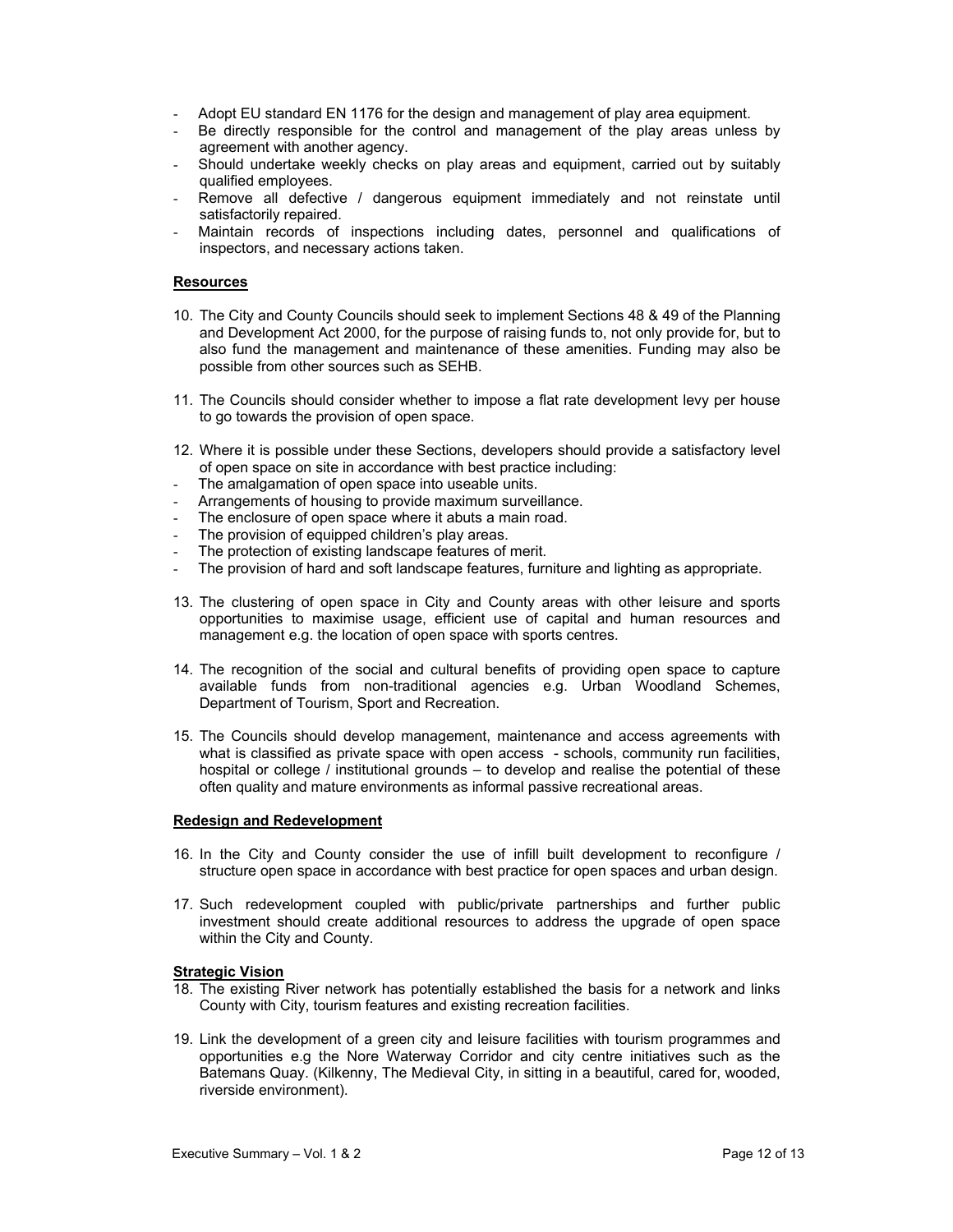- Adopt EU standard EN 1176 for the design and management of play area equipment.
- Be directly responsible for the control and management of the play areas unless by agreement with another agency.
- Should undertake weekly checks on play areas and equipment, carried out by suitably qualified employees.
- Remove all defective / dangerous equipment immediately and not reinstate until satisfactorily repaired.
- Maintain records of inspections including dates, personnel and qualifications of inspectors, and necessary actions taken.

**Resources**

10. The City and County Councils should seek to implement Sections 48 & 49 of the Planning and Development Act 2000, for the purpose of raising funds to, not only provide for, but to also fund the management and maintenance of these amenities. Funding may also be possible from other sources such as SEHB.

11. The Councils should consider whether to impose a flat rate development levy per house to go towards the provision of open space.

12. Where it is possible under these Sections, developers should provide a satisfactory level of open space on site in accordance with best practice including:
    - The amalgamation of open space into useable units.
    - Arrangements of housing to provide maximum surveillance.
    - The enclosure of open space where it abuts a main road.
    - The provision of equipped children's play areas.
    - The protection of existing landscape features of merit.
    - The provision of hard and soft landscape features, furniture and lighting as appropriate.

13. The clustering of open space in City and County areas with other leisure and sports opportunities to maximise usage, efficient use of capital and human resources and management e.g. the location of open space with sports centres.

14. The recognition of the social and cultural benefits of providing open space to capture available funds from non-traditional agencies e.g. Urban Woodland Schemes, Department of Tourism, Sport and Recreation.

15. The Councils should develop management, maintenance and access agreements with what is classified as private space with open access - schools, community run facilities, hospital or college / institutional grounds – to develop and realise the potential of these often quality and mature environments as informal passive recreational areas.

**Redesign and Redevelopment**

16. In the City and County consider the use of infill built development to reconfigure / structure open space in accordance with best practice for open spaces and urban design.

17. Such redevelopment coupled with public/private partnerships and further public investment should create additional resources to address the upgrade of open space within the City and County.

**Strategic Vision**

18. The existing River network has potentially established the basis for a network and links County with City, tourism features and existing recreation facilities.

19. Link the development of a green city and leisure facilities with tourism programmes and opportunities e.g the Nore Waterway Corridor and city centre initiatives such as the Batemans Quay. (Kilkenny, The Medieval City, in sitting in a beautiful, cared for, wooded, riverside environment).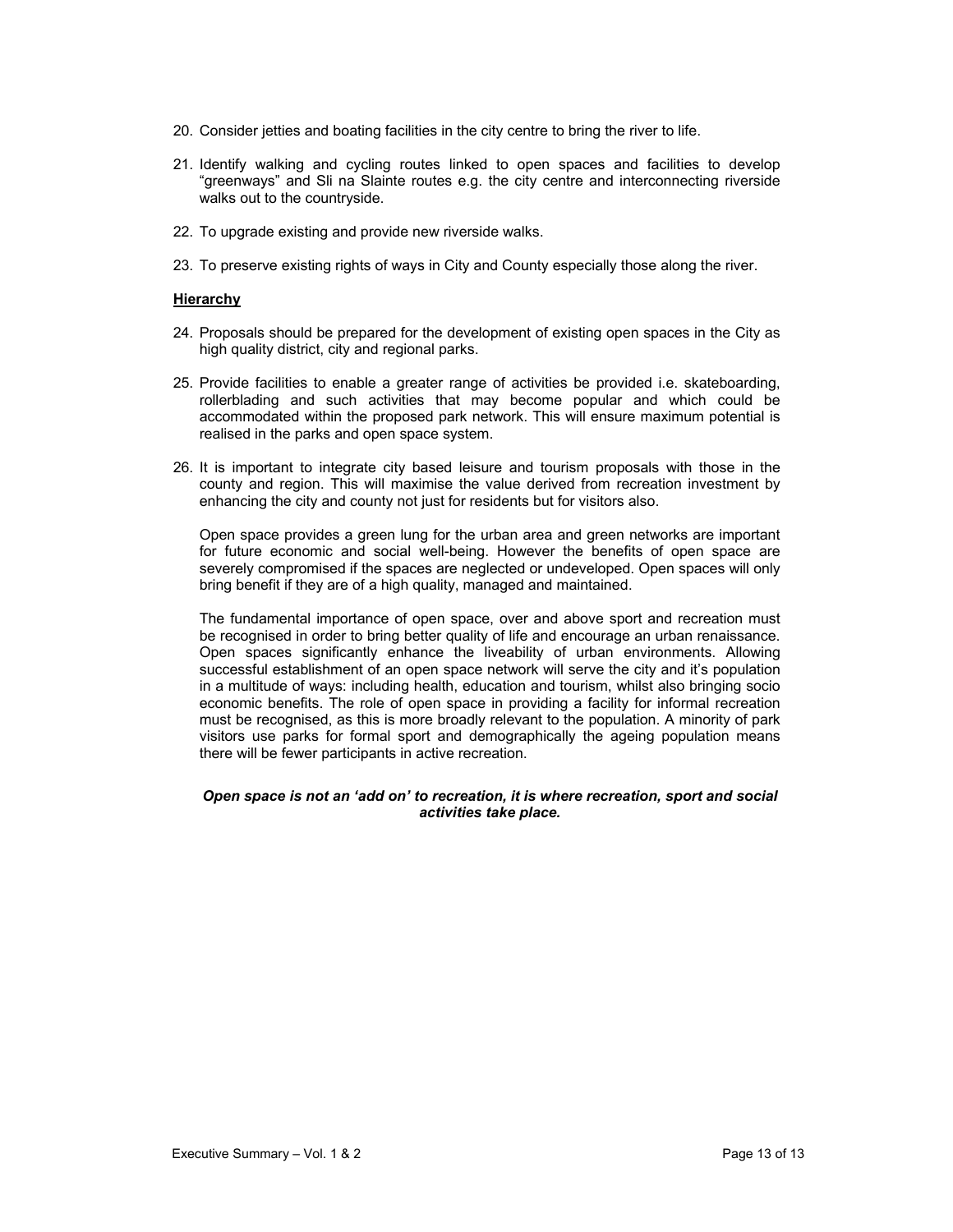20. Consider jetties and boating facilities in the city centre to bring the river to life.

21. Identify walking and cycling routes linked to open spaces and facilities to develop "greenways" and Sli na Slainte routes e.g. the city centre and interconnecting riverside walks out to the countryside.

22. To upgrade existing and provide new riverside walks.

23. To preserve existing rights of ways in City and County especially those along the river.

**Hierarchy**

24. Proposals should be prepared for the development of existing open spaces in the City as high quality district, city and regional parks.

25. Provide facilities to enable a greater range of activities be provided i.e. skateboarding, rollerblading and such activities that may become popular and which could be accommodated within the proposed park network. This will ensure maximum potential is realised in the parks and open space system.

26. It is important to integrate city based leisure and tourism proposals with those in the county and region. This will maximise the value derived from recreation investment by enhancing the city and county not just for residents but for visitors also.

    Open space provides a green lung for the urban area and green networks are important for future economic and social well-being. However the benefits of open space are severely compromised if the spaces are neglected or undeveloped. Open spaces will only bring benefit if they are of a high quality, managed and maintained.

    The fundamental importance of open space, over and above sport and recreation must be recognised in order to bring better quality of life and encourage an urban renaissance. Open spaces significantly enhance the liveability of urban environments. Allowing successful establishment of an open space network will serve the city and it's population in a multitude of ways: including health, education and tourism, whilst also bringing socio economic benefits. The role of open space in providing a facility for informal recreation must be recognised, as this is more broadly relevant to the population. A minority of park visitors use parks for formal sport and demographically the ageing population means there will be fewer participants in active recreation.

***Open space is not an 'add on' to recreation, it is where recreation, sport and social activities take place.***